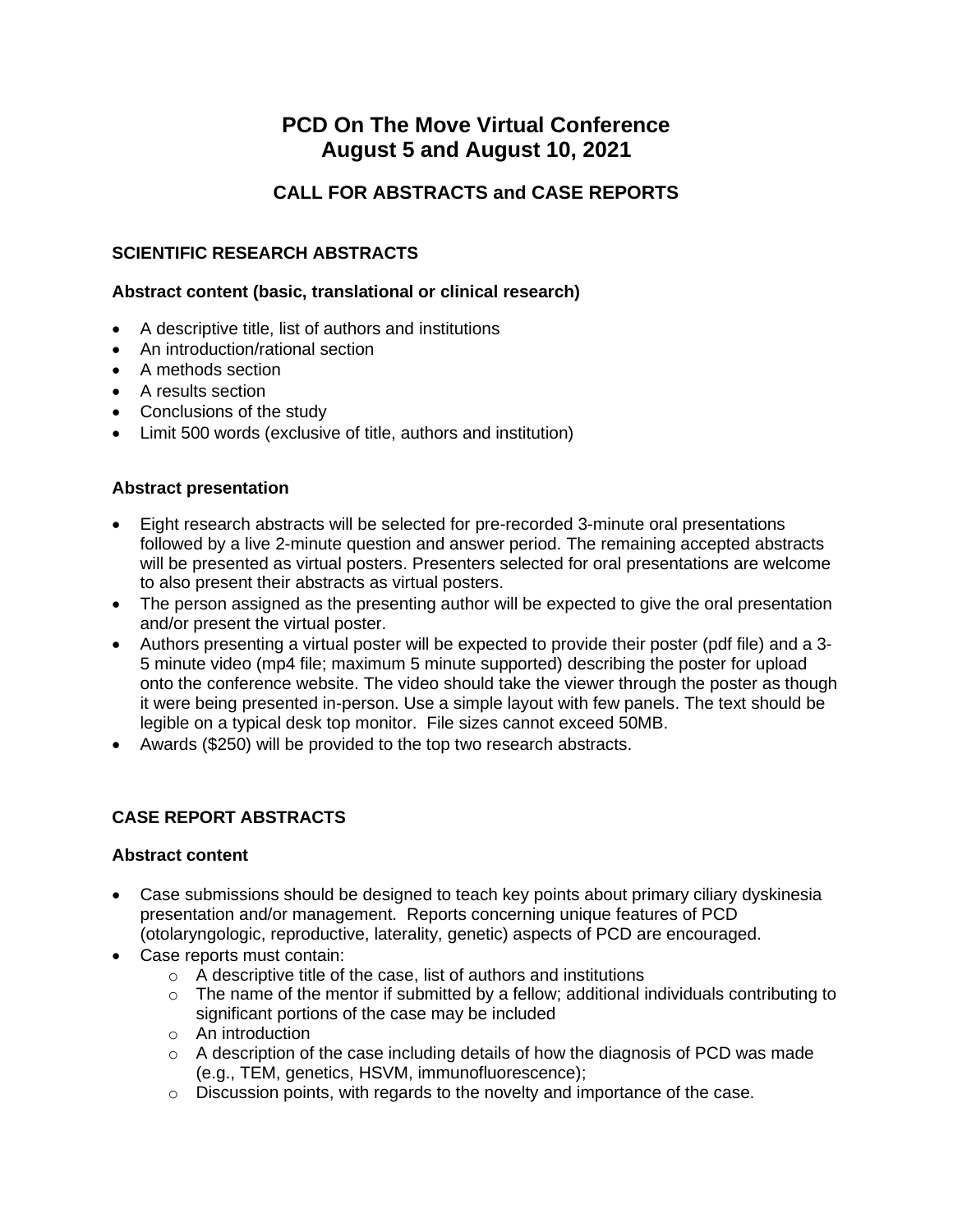# PCD On The Move Virtual Conference
# August 5 and August 10, 2021

## CALL FOR ABSTRACTS and CASE REPORTS

### SCIENTIFIC RESEARCH ABSTRACTS

**Abstract content (basic, translational or clinical research)**

- A descriptive title, list of authors and institutions
- An introduction/rational section
- A methods section
- A results section
- Conclusions of the study
- Limit 500 words (exclusive of title, authors and institution)

**Abstract presentation**

- Eight research abstracts will be selected for pre-recorded 3-minute oral presentations followed by a live 2-minute question and answer period. The remaining accepted abstracts will be presented as virtual posters. Presenters selected for oral presentations are welcome to also present their abstracts as virtual posters.
- The person assigned as the presenting author will be expected to give the oral presentation and/or present the virtual poster.
- Authors presenting a virtual poster will be expected to provide their poster (pdf file) and a 3-5 minute video (mp4 file; maximum 5 minute supported) describing the poster for upload onto the conference website. The video should take the viewer through the poster as though it were being presented in-person. Use a simple layout with few panels. The text should be legible on a typical desk top monitor. File sizes cannot exceed 50MB.
- Awards ($250) will be provided to the top two research abstracts.

### CASE REPORT ABSTRACTS

**Abstract content**

- Case submissions should be designed to teach key points about primary ciliary dyskinesia presentation and/or management. Reports concerning unique features of PCD (otolaryngologic, reproductive, laterality, genetic) aspects of PCD are encouraged.
- Case reports must contain:
    - A descriptive title of the case, list of authors and institutions
    - The name of the mentor if submitted by a fellow; additional individuals contributing to significant portions of the case may be included
    - An introduction
    - A description of the case including details of how the diagnosis of PCD was made (e.g., TEM, genetics, HSVM, immunofluorescence);
    - Discussion points, with regards to the novelty and importance of the case.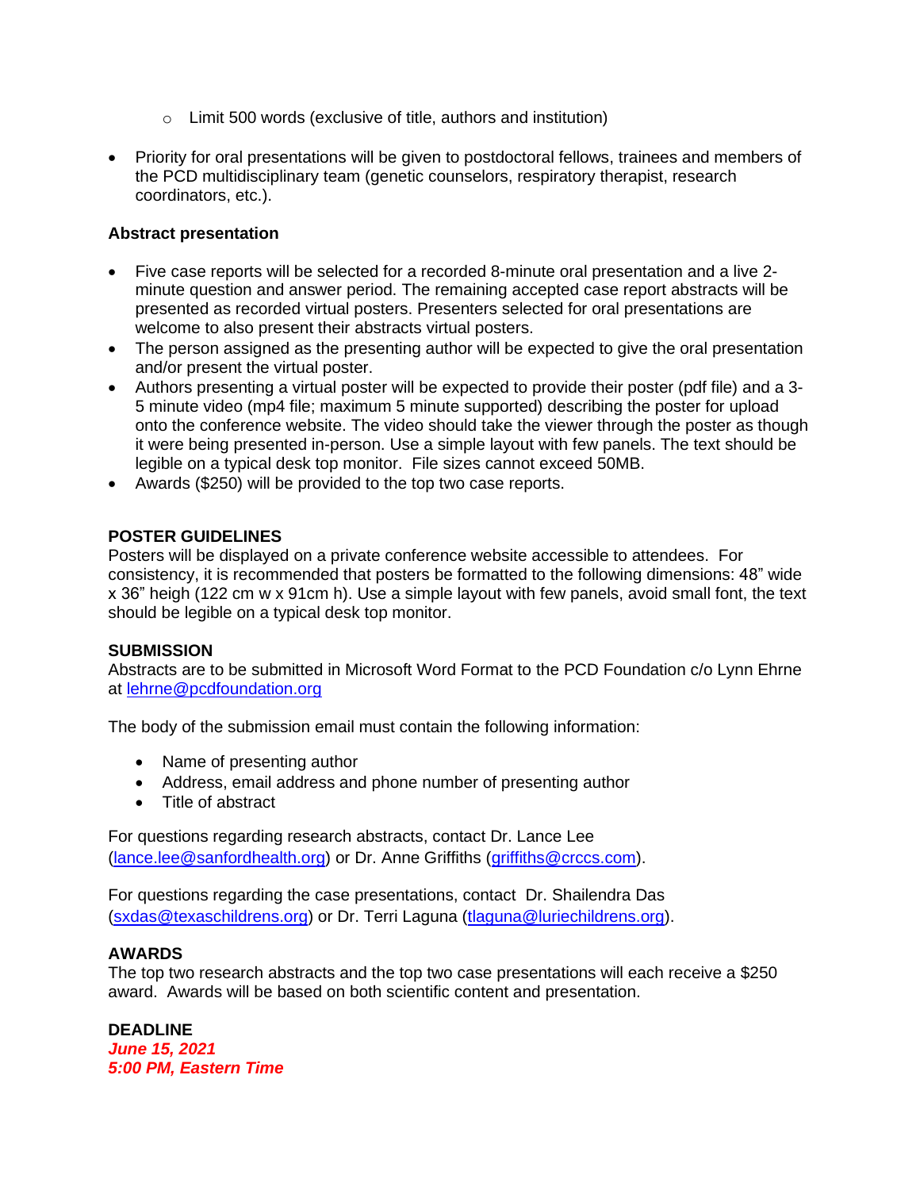- Limit 500 words (exclusive of title, authors and institution)

- Priority for oral presentations will be given to postdoctoral fellows, trainees and members of the PCD multidisciplinary team (genetic counselors, respiratory therapist, research coordinators, etc.).

**Abstract presentation**

- Five case reports will be selected for a recorded 8-minute oral presentation and a live 2-minute question and answer period. The remaining accepted case report abstracts will be presented as recorded virtual posters. Presenters selected for oral presentations are welcome to also present their abstracts virtual posters.
- The person assigned as the presenting author will be expected to give the oral presentation and/or present the virtual poster.
- Authors presenting a virtual poster will be expected to provide their poster (pdf file) and a 3-5 minute video (mp4 file; maximum 5 minute supported) describing the poster for upload onto the conference website. The video should take the viewer through the poster as though it were being presented in-person. Use a simple layout with few panels. The text should be legible on a typical desk top monitor. File sizes cannot exceed 50MB.
- Awards ($250) will be provided to the top two case reports.

**POSTER GUIDELINES**

Posters will be displayed on a private conference website accessible to attendees. For consistency, it is recommended that posters be formatted to the following dimensions: 48" wide x 36" heigh (122 cm w x 91cm h). Use a simple layout with few panels, avoid small font, the text should be legible on a typical desk top monitor.

**SUBMISSION**

Abstracts are to be submitted in Microsoft Word Format to the PCD Foundation c/o Lynn Ehrne at lehrne@pcdfoundation.org

The body of the submission email must contain the following information:

- Name of presenting author
- Address, email address and phone number of presenting author
- Title of abstract

For questions regarding research abstracts, contact Dr. Lance Lee (lance.lee@sanfordhealth.org) or Dr. Anne Griffiths (griffiths@crccs.com).

For questions regarding the case presentations, contact Dr. Shailendra Das (sxdas@texaschildrens.org) or Dr. Terri Laguna (tlaguna@luriechildrens.org).

**AWARDS**

The top two research abstracts and the top two case presentations will each receive a $250 award. Awards will be based on both scientific content and presentation.

**DEADLINE**

***June 15, 2021***
***5:00 PM, Eastern Time***